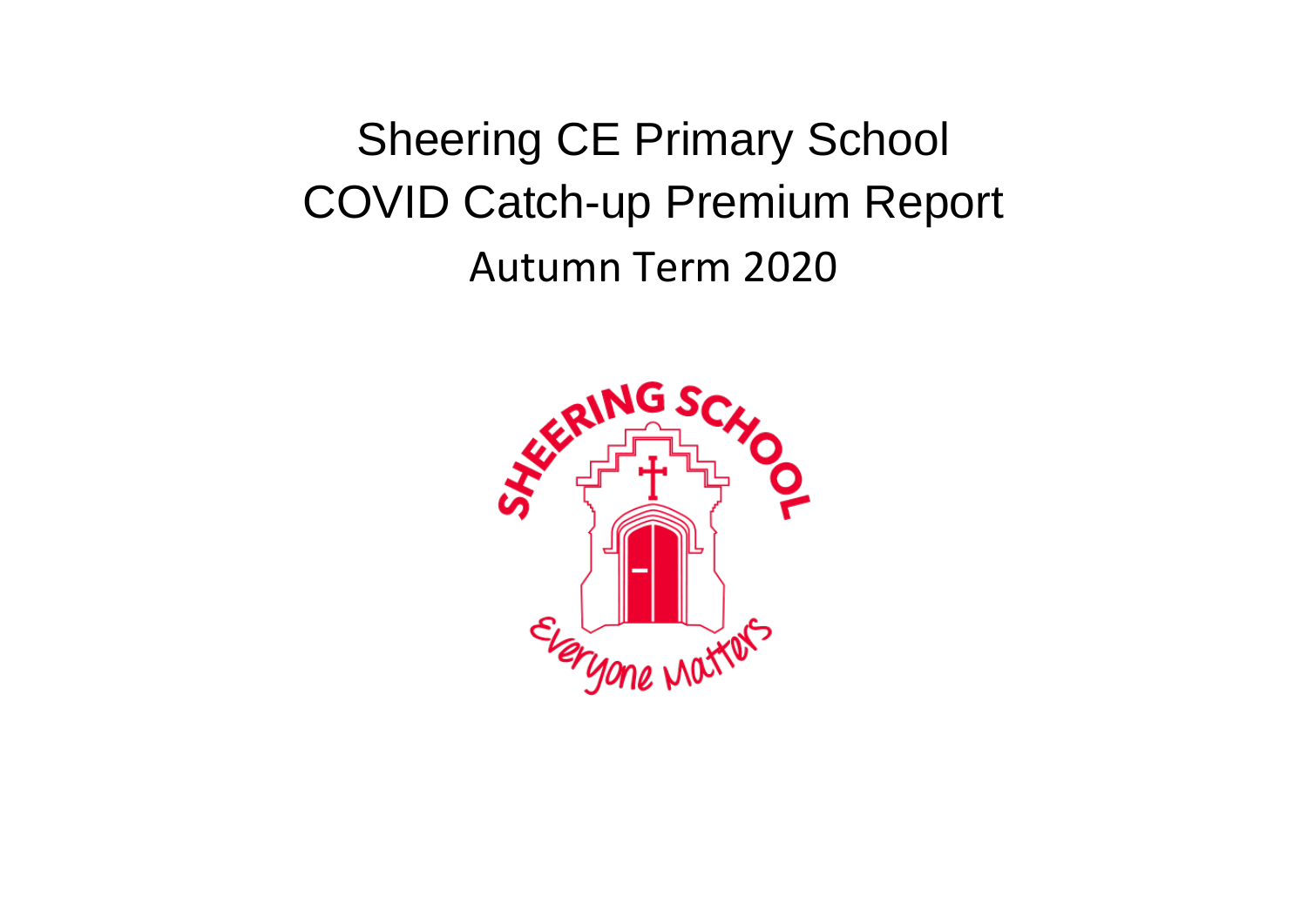# Sheering CE Primary School

# COVID Catch-up Premium Report

## Autumn Term 2020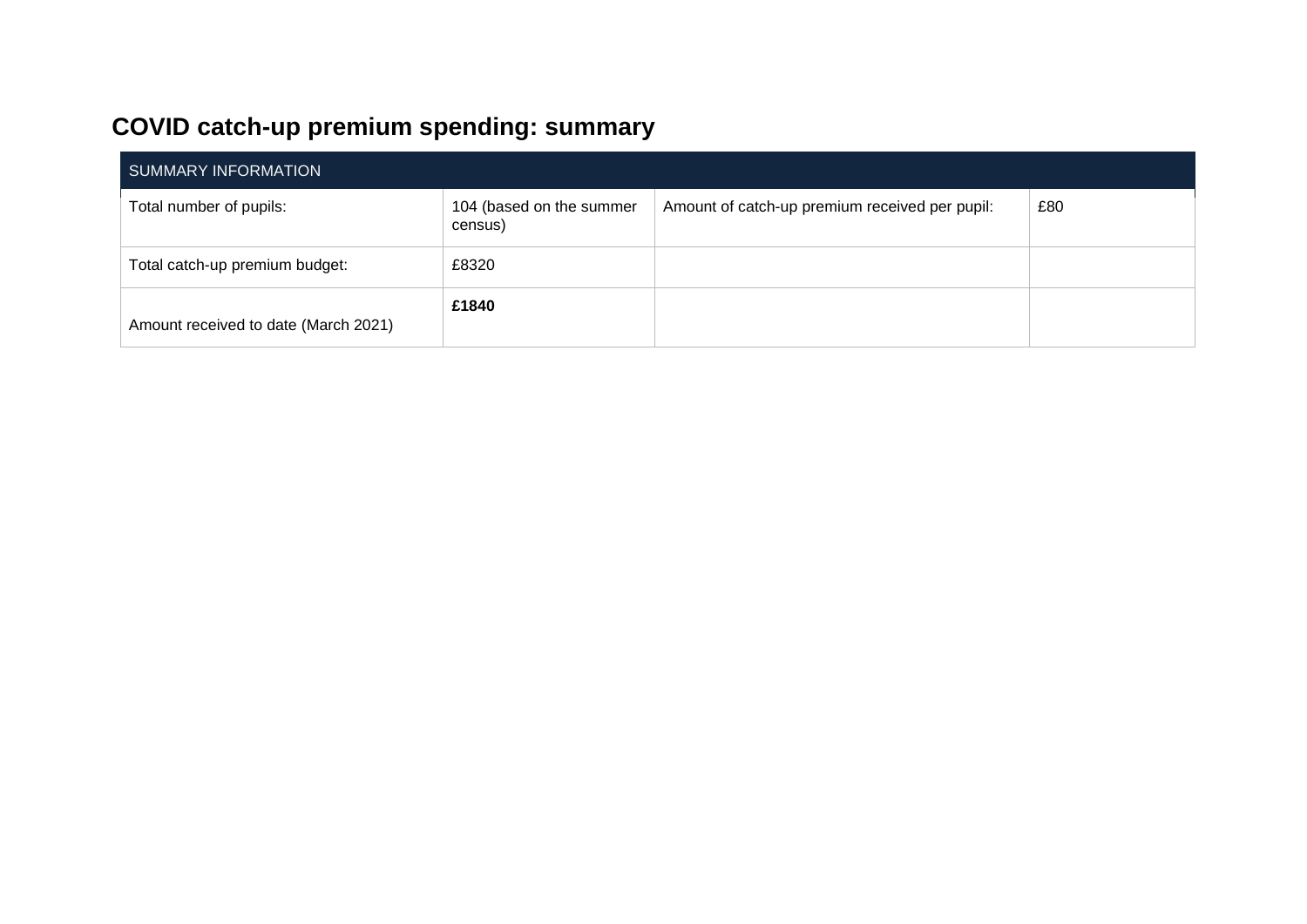## COVID catch-up premium spending: summary

| SUMMARY INFORMATION | | | |
|---|---|---|---|
| Total number of pupils: | 104 (based on the summer census) | Amount of catch-up premium received per pupil: | £80 |
| Total catch-up premium budget: | £8320 | | |
| Amount received to date (March 2021) | **£1840** | | |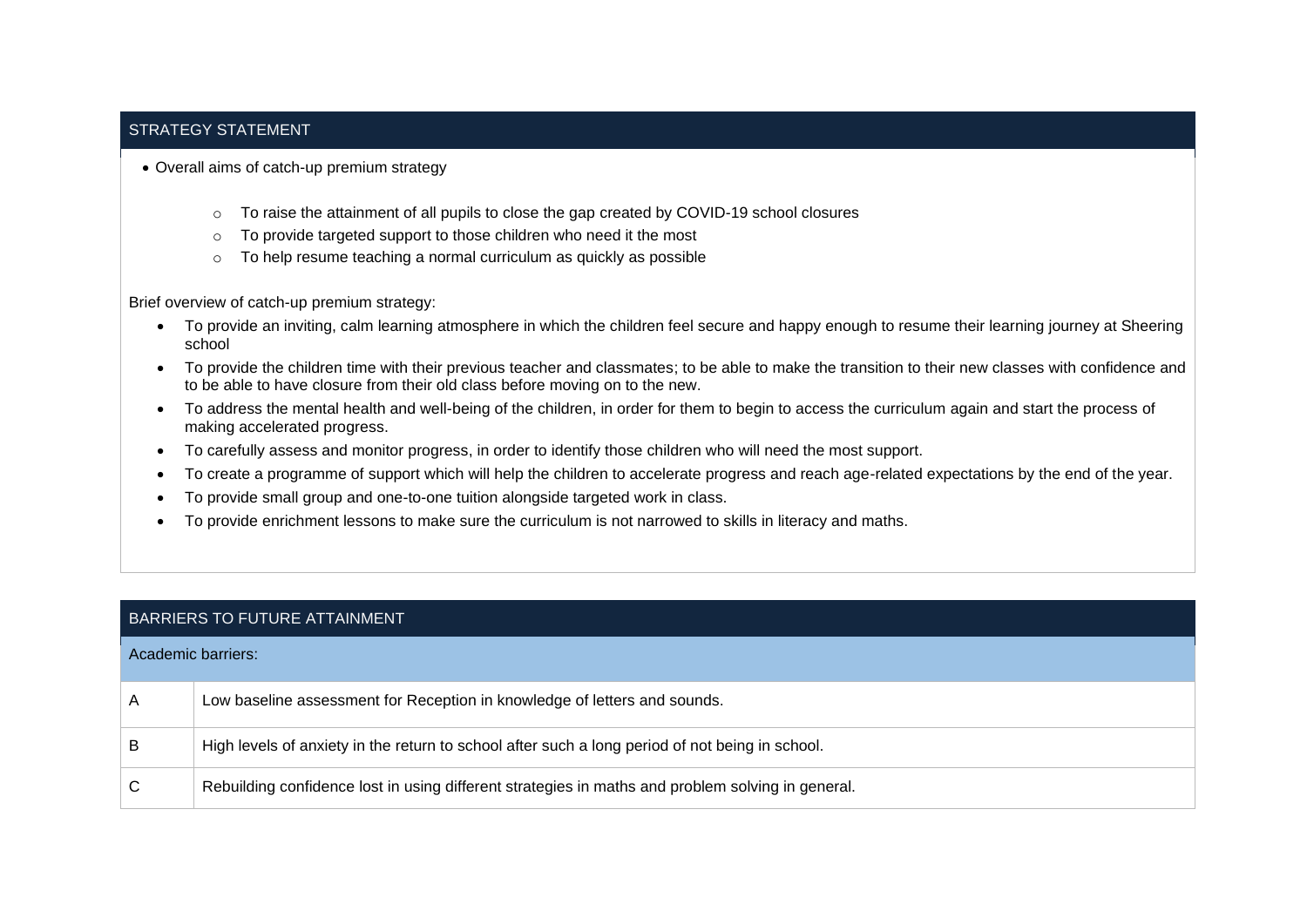## STRATEGY STATEMENT

- Overall aims of catch-up premium strategy
    - To raise the attainment of all pupils to close the gap created by COVID-19 school closures
    - To provide targeted support to those children who need it the most
    - To help resume teaching a normal curriculum as quickly as possible

Brief overview of catch-up premium strategy:

- To provide an inviting, calm learning atmosphere in which the children feel secure and happy enough to resume their learning journey at Sheering school
- To provide the children time with their previous teacher and classmates; to be able to make the transition to their new classes with confidence and to be able to have closure from their old class before moving on to the new.
- To address the mental health and well-being of the children, in order for them to begin to access the curriculum again and start the process of making accelerated progress.
- To carefully assess and monitor progress, in order to identify those children who will need the most support.
- To create a programme of support which will help the children to accelerate progress and reach age-related expectations by the end of the year.
- To provide small group and one-to-one tuition alongside targeted work in class.
- To provide enrichment lessons to make sure the curriculum is not narrowed to skills in literacy and maths.

## BARRIERS TO FUTURE ATTAINMENT

| Academic barriers: | |
|---|---|
| A | Low baseline assessment for Reception in knowledge of letters and sounds. |
| B | High levels of anxiety in the return to school after such a long period of not being in school. |
| C | Rebuilding confidence lost in using different strategies in maths and problem solving in general. |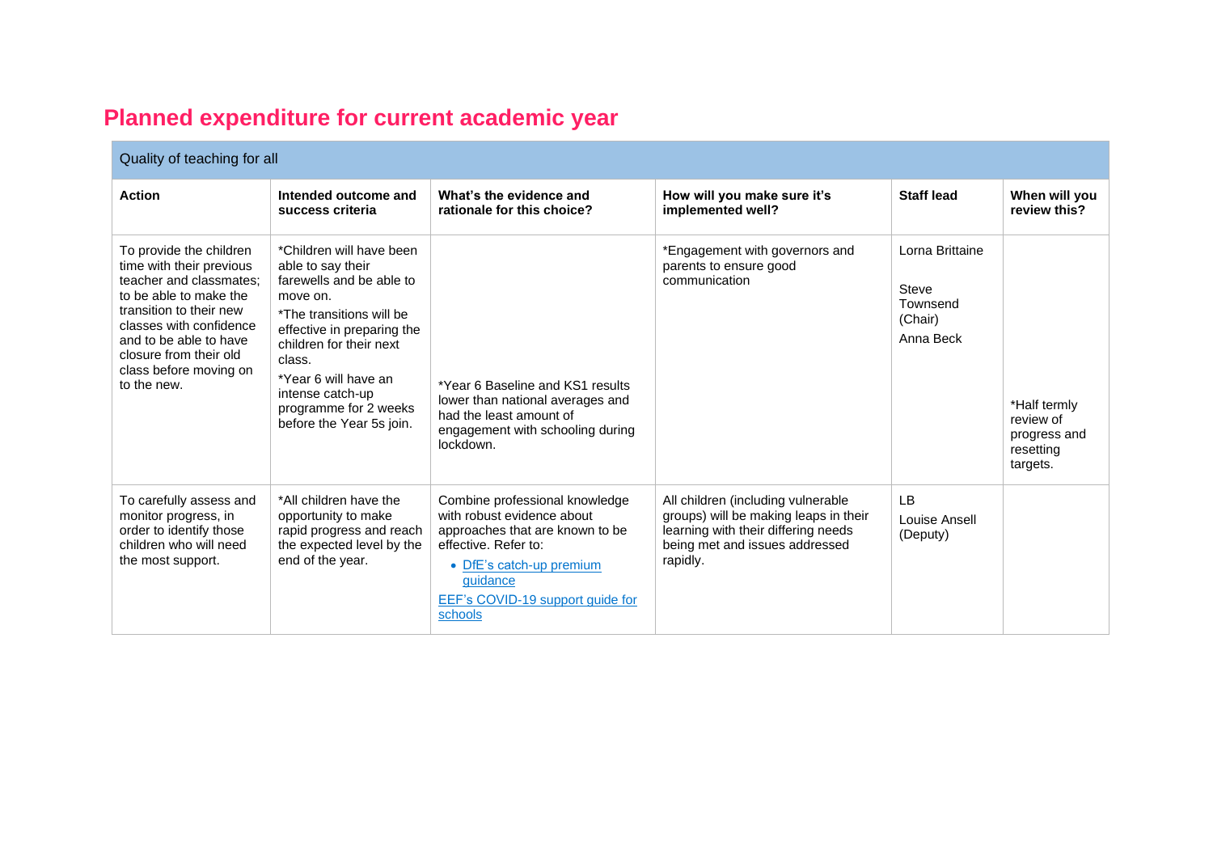## Planned expenditure for current academic year

| Quality of teaching for all | | | | | |
|---|---|---|---|---|---|
| **Action** | **Intended outcome and success criteria** | **What's the evidence and rationale for this choice?** | **How will you make sure it's implemented well?** | **Staff lead** | **When will you review this?** |
| To provide the children time with their previous teacher and classmates; to be able to make the transition to their new classes with confidence and to be able to have closure from their old class before moving on to the new. | *Children will have been able to say their farewells and be able to move on.<br>*The transitions will be effective in preparing the children for their next class.<br>*Year 6 will have an intense catch-up programme for 2 weeks before the Year 5s join. | *Year 6 Baseline and KS1 results lower than national averages and had the least amount of engagement with schooling during lockdown. | *Engagement with governors and parents to ensure good communication | Lorna Brittaine<br>Steve Townsend (Chair)<br>Anna Beck | *Half termly review of progress and resetting targets. |
| To carefully assess and monitor progress, in order to identify those children who will need the most support. | *All children have the opportunity to make rapid progress and reach the expected level by the end of the year. | Combine professional knowledge with robust evidence about approaches that are known to be effective. Refer to:<br>• DfE's catch-up premium guidance<br>EEF's COVID-19 support guide for schools | All children (including vulnerable groups) will be making leaps in their learning with their differing needs being met and issues addressed rapidly. | LB<br>Louise Ansell (Deputy) | |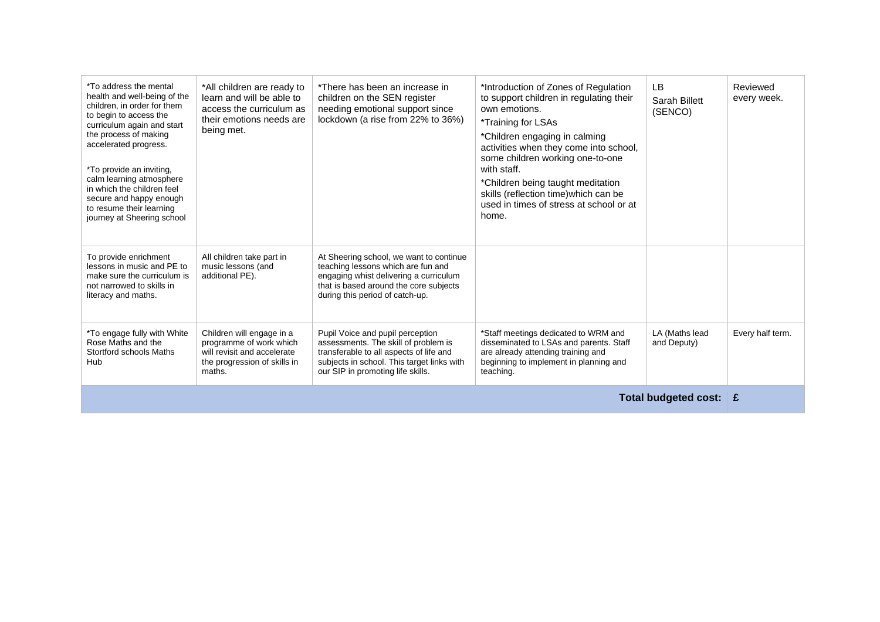| | | | | | |
|---|---|---|---|---|---|
| *To address the mental health and well-being of the children, in order for them to begin to access the curriculum again and start the process of making accelerated progress.<br><br>*To provide an inviting, calm learning atmosphere in which the children feel secure and happy enough to resume their learning journey at Sheering school | *All children are ready to learn and will be able to access the curriculum as their emotions needs are being met. | *There has been an increase in children on the SEN register needing emotional support since lockdown (a rise from 22% to 36%) | *Introduction of Zones of Regulation to support children in regulating their own emotions.<br>*Training for LSAs<br>*Children engaging in calming activities when they come into school, some children working one-to-one with staff.<br>*Children being taught meditation skills (reflection time)which can be used in times of stress at school or at home. | LB<br>Sarah Billett (SENCO) | Reviewed every week. |
| To provide enrichment lessons in music and PE to make sure the curriculum is not narrowed to skills in literacy and maths. | All children take part in music lessons (and additional PE). | At Sheering school, we want to continue teaching lessons which are fun and engaging whist delivering a curriculum that is based around the core subjects during this period of catch-up. | | | |
| *To engage fully with White Rose Maths and the Stortford schools Maths Hub | Children will engage in a programme of work which will revisit and accelerate the progression of skills in maths. | Pupil Voice and pupil perception assessments. The skill of problem is transferable to all aspects of life and subjects in school. This target links with our SIP in promoting life skills. | *Staff meetings dedicated to WRM and disseminated to LSAs and parents. Staff are already attending training and beginning to implement in planning and teaching. | LA (Maths lead and Deputy) | Every half term. |
| | | | | **Total budgeted cost:** | **£** |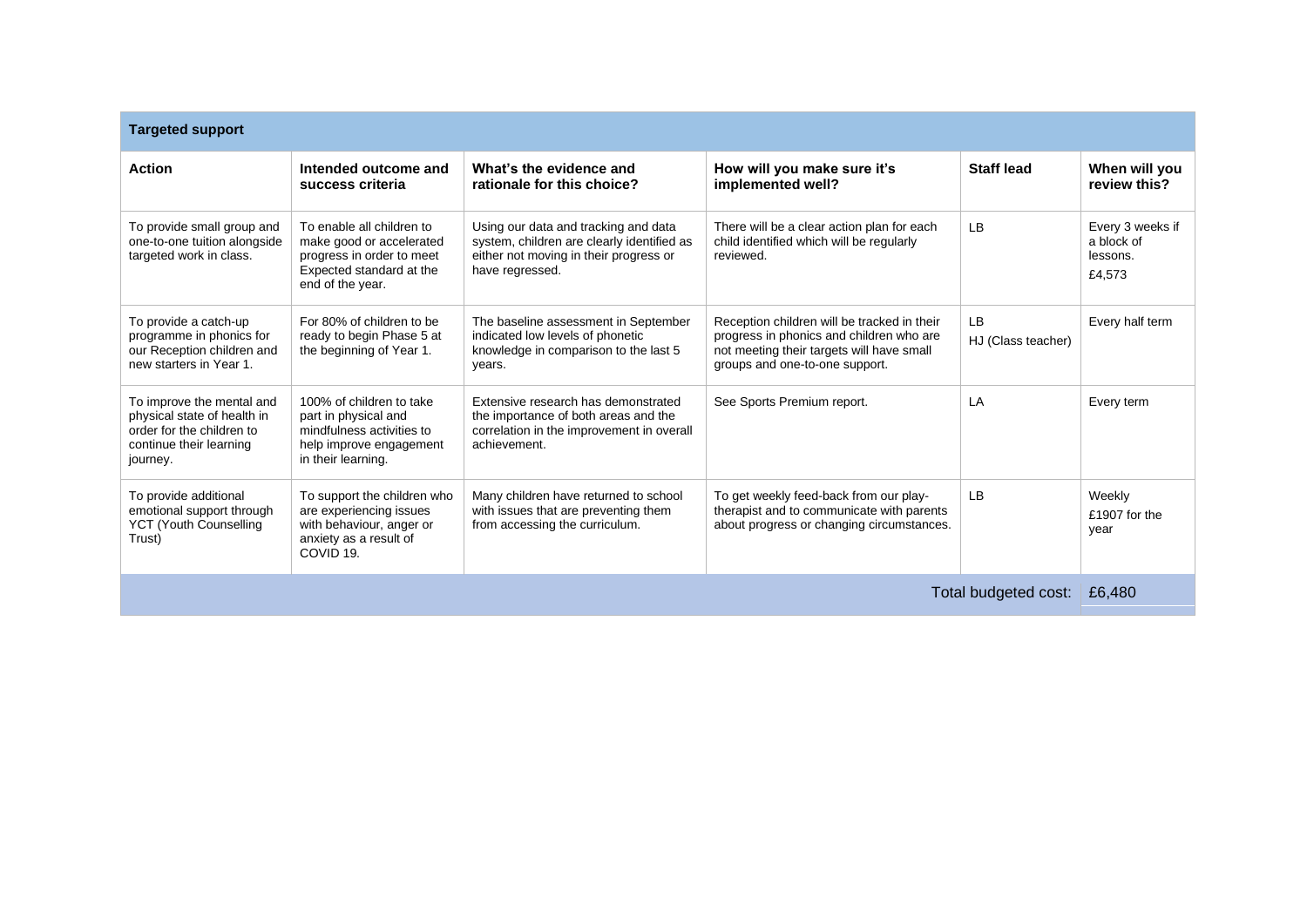| Targeted support | | | | | |
|---|---|---|---|---|---|
| **Action** | **Intended outcome and success criteria** | **What's the evidence and rationale for this choice?** | **How will you make sure it's implemented well?** | **Staff lead** | **When will you review this?** |
| To provide small group and one-to-one tuition alongside targeted work in class. | To enable all children to make good or accelerated progress in order to meet Expected standard at the end of the year. | Using our data and tracking and data system, children are clearly identified as either not moving in their progress or have regressed. | There will be a clear action plan for each child identified which will be regularly reviewed. | LB | Every 3 weeks if a block of lessons. £4,573 |
| To provide a catch-up programme in phonics for our Reception children and new starters in Year 1. | For 80% of children to be ready to begin Phase 5 at the beginning of Year 1. | The baseline assessment in September indicated low levels of phonetic knowledge in comparison to the last 5 years. | Reception children will be tracked in their progress in phonics and children who are not meeting their targets will have small groups and one-to-one support. | LB HJ (Class teacher) | Every half term |
| To improve the mental and physical state of health in order for the children to continue their learning journey. | 100% of children to take part in physical and mindfulness activities to help improve engagement in their learning. | Extensive research has demonstrated the importance of both areas and the correlation in the improvement in overall achievement. | See Sports Premium report. | LA | Every term |
| To provide additional emotional support through YCT (Youth Counselling Trust) | To support the children who are experiencing issues with behaviour, anger or anxiety as a result of COVID 19. | Many children have returned to school with issues that are preventing them from accessing the curriculum. | To get weekly feed-back from our play-therapist and to communicate with parents about progress or changing circumstances. | LB | Weekly £1907 for the year |
| | | | | Total budgeted cost: | £6,480 |